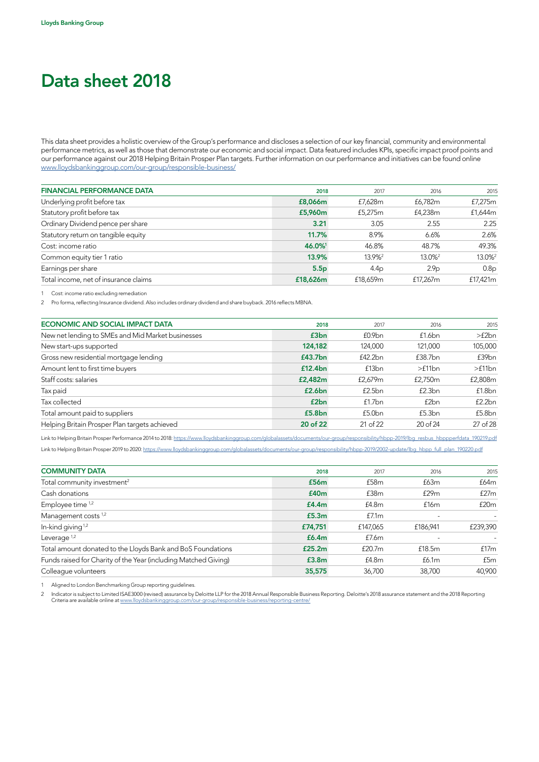# Data sheet 2018

This data sheet provides a holistic overview of the Group's performance and discloses a selection of our key financial, community and environmental performance metrics, as well as those that demonstrate our economic and social impact. Data featured includes KPIs, specific impact proof points and our performance against our 2018 Helping Britain Prosper Plan targets. Further information on our performance and initiatives can be found online www.lloydsbankinggroup.com/our-group/responsible-business/

| FINANCIAL PERFORMANCE DATA | 2018 | 2017 | 2016 | 2015 |
|---|---|---|---|---|
| Underlying profit before tax | **£8,066m** | £7,628m | £6,782m | £7,275m |
| Statutory profit before tax | **£5,960m** | £5,275m | £4,238m | £1,644m |
| Ordinary Dividend pence per share | **3.21** | 3.05 | 2.55 | 2.25 |
| Statutory return on tangible equity | **11.7%** | 8.9% | 6.6% | 2.6% |
| Cost: income ratio | **46.0%**[1] | 46.8% | 48.7% | 49.3% |
| Common equity tier 1 ratio | **13.9%** | 13.9%[2] | 13.0%[2] | 13.0%[2] |
| Earnings per share | **5.5p** | 4.4p | 2.9p | 0.8p |
| Total income, net of insurance claims | **£18,626m** | £18,659m | £17,267m | £17,421m |

1 Cost: income ratio excluding remediation

2 Pro forma, reflecting Insurance dividend. Also includes ordinary dividend and share buyback. 2016 reflects MBNA.

| ECONOMIC AND SOCIAL IMPACT DATA | 2018 | 2017 | 2016 | 2015 |
|---|---|---|---|---|
| New net lending to SMEs and Mid Market businesses | **£3bn** | £0.9bn | £1.6bn | >£2bn |
| New start-ups supported | **124,182** | 124,000 | 121,000 | 105,000 |
| Gross new residential mortgage lending | **£43.7bn** | £42.2bn | £38.7bn | £39bn |
| Amount lent to first time buyers | **£12.4bn** | £13bn | >£11bn | >£11bn |
| Staff costs: salaries | **£2,482m** | £2,679m | £2,750m | £2,808m |
| Tax paid | **£2.6bn** | £2.5bn | £2.3bn | £1.8bn |
| Tax collected | **£2bn** | £1.7bn | £2bn | £2.2bn |
| Total amount paid to suppliers | **£5.8bn** | £5.0bn | £5.3bn | £5.8bn |
| Helping Britain Prosper Plan targets achieved | **20 of 22** | 21 of 22 | 20 of 24 | 27 of 28 |

Link to Helping Britain Prosper Performance 2014 to 2018: https://www.lloydsbankinggroup.com/globalassets/documents/our-group/responsibility/hbpp-2019/lbg_resbus_hbppperfdata_190219.pdf

Link to Helping Britain Prosper 2019 to 2020: https://www.lloydsbankinggroup.com/globalassets/documents/our-group/responsibility/hbpp-2019/2002-update/lbg_hbpp_full_plan_190220.pdf

| COMMUNITY DATA | 2018 | 2017 | 2016 | 2015 |
|---|---|---|---|---|
| Total community investment[2] | **£56m** | £58m | £63m | £64m |
| Cash donations | **£40m** | £38m | £29m | £27m |
| Employee time [1,2] | **£4.4m** | £4.8m | £16m | £20m |
| Management costs [1,2] | **£5.3m** | £7.1m | - | - |
| In-kind giving [1,2] | **£74,751** | £147,065 | £186,941 | £239,390 |
| Leverage [1,2] | **£6.4m** | £7.6m | - | - |
| Total amount donated to the Lloyds Bank and BoS Foundations | **£25.2m** | £20.7m | £18.5m | £17m |
| Funds raised for Charity of the Year (including Matched Giving) | **£3.8m** | £4.8m | £6.1m | £5m |
| Colleague volunteers | **35,575** | 36,700 | 38,700 | 40,900 |

1 Aligned to London Benchmarking Group reporting guidelines.

2 Indicator is subject to Limited ISAE3000 (revised) assurance by Deloitte LLP for the 2018 Annual Responsible Business Reporting. Deloitte's 2018 assurance statement and the 2018 Reporting Criteria are available online at www.lloydsbankinggroup.com/our-group/responsible-business/reporting-centre/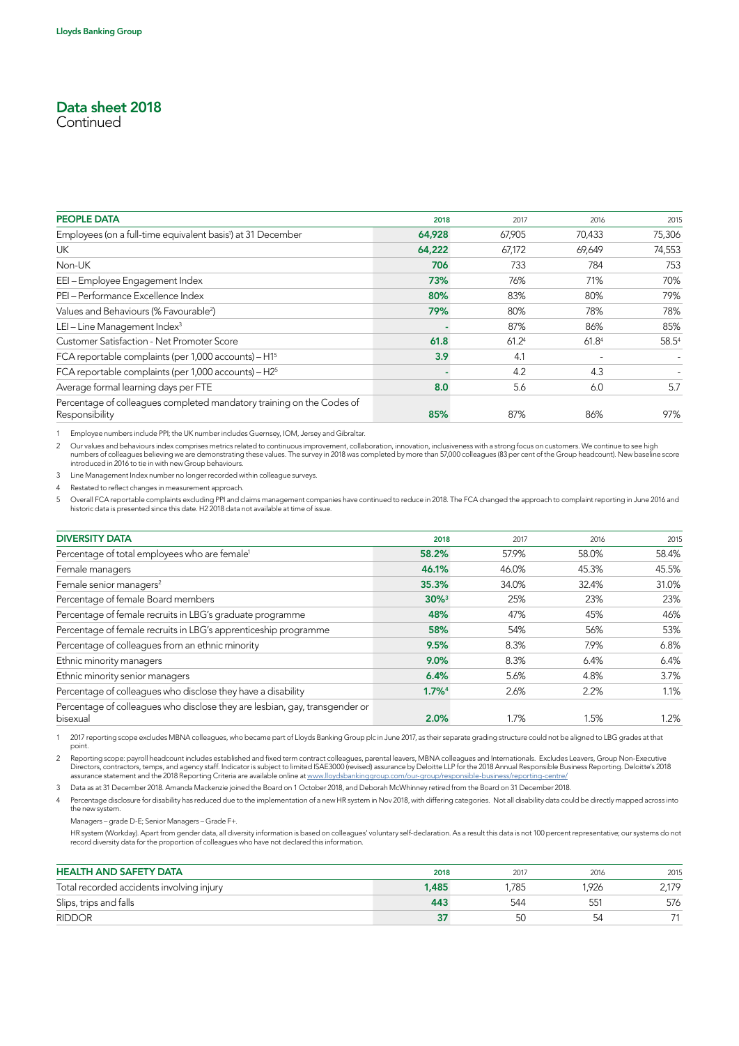# Data sheet 2018
Continued

| PEOPLE DATA | 2018 | 2017 | 2016 | 2015 |
|---|---|---|---|---|
| Employees (on a full-time equivalent basis[1]) at 31 December | **64,928** | 67,905 | 70,433 | 75,306 |
| UK | **64,222** | 67,172 | 69,649 | 74,553 |
| Non-UK | **706** | 733 | 784 | 753 |
| EEI – Employee Engagement Index | **73%** | 76% | 71% | 70% |
| PEI – Performance Excellence Index | **80%** | 83% | 80% | 79% |
| Values and Behaviours (% Favourable[2]) | **79%** | 80% | 78% | 78% |
| LEI – Line Management Index[3] | **-** | 87% | 86% | 85% |
| Customer Satisfaction - Net Promoter Score | **61.8** | 61.2[4] | 61.8[4] | 58.5[4] |
| FCA reportable complaints (per 1,000 accounts) – H1[5] | **3.9** | 4.1 | - | - |
| FCA reportable complaints (per 1,000 accounts) – H2[5] | **-** | 4.2 | 4.3 | - |
| Average formal learning days per FTE | **8.0** | 5.6 | 6.0 | 5.7 |
| Percentage of colleagues completed mandatory training on the Codes of Responsibility | **85%** | 87% | 86% | 97% |

1 Employee numbers include PPI; the UK number includes Guernsey, IOM, Jersey and Gibraltar.

2 Our values and behaviours index comprises metrics related to continuous improvement, collaboration, innovation, inclusiveness with a strong focus on customers. We continue to see high numbers of colleagues believing we are demonstrating these values. The survey in 2018 was completed by more than 57,000 colleagues (83 per cent of the Group headcount). New baseline score introduced in 2016 to tie in with new Group behaviours.

3 Line Management Index number no longer recorded within colleague surveys.

4 Restated to reflect changes in measurement approach.

5 Overall FCA reportable complaints excluding PPI and claims management companies have continued to reduce in 2018. The FCA changed the approach to complaint reporting in June 2016 and historic data is presented since this date. H2 2018 data not available at time of issue.

| DIVERSITY DATA | 2018 | 2017 | 2016 | 2015 |
|---|---|---|---|---|
| Percentage of total employees who are female[1] | **58.2%** | 57.9% | 58.0% | 58.4% |
| Female managers | **46.1%** | 46.0% | 45.3% | 45.5% |
| Female senior managers[2] | **35.3%** | 34.0% | 32.4% | 31.0% |
| Percentage of female Board members | **30%[3]** | 25% | 23% | 23% |
| Percentage of female recruits in LBG's graduate programme | **48%** | 47% | 45% | 46% |
| Percentage of female recruits in LBG's apprenticeship programme | **58%** | 54% | 56% | 53% |
| Percentage of colleagues from an ethnic minority | **9.5%** | 8.3% | 7.9% | 6.8% |
| Ethnic minority managers | **9.0%** | 8.3% | 6.4% | 6.4% |
| Ethnic minority senior managers | **6.4%** | 5.6% | 4.8% | 3.7% |
| Percentage of colleagues who disclose they have a disability | **1.7%[4]** | 2.6% | 2.2% | 1.1% |
| Percentage of colleagues who disclose they are lesbian, gay, transgender or bisexual | **2.0%** | 1.7% | 1.5% | 1.2% |

1 2017 reporting scope excludes MBNA colleagues, who became part of Lloyds Banking Group plc in June 2017, as their separate grading structure could not be aligned to LBG grades at that point.

2 Reporting scope: payroll headcount includes established and fixed term contract colleagues, parental leavers, MBNA colleagues and Internationals. Excludes Leavers, Group Non-Executive Directors, contractors, temps, and agency staff. Indicator is subject to limited ISAE3000 (revised) assurance by Deloitte LLP for the 2018 Annual Responsible Business Reporting. Deloitte's 2018 assurance statement and the 2018 Reporting Criteria are available online at www.lloydsbankinggroup.com/our-group/responsible-business/reporting-centre/

3 Data as at 31 December 2018. Amanda Mackenzie joined the Board on 1 October 2018, and Deborah McWhinney retired from the Board on 31 December 2018.

4 Percentage disclosure for disability has reduced due to the implementation of a new HR system in Nov 2018, with differing categories. Not all disability data could be directly mapped across into the new system.

Managers – grade D-E; Senior Managers – Grade F+.

HR system (Workday). Apart from gender data, all diversity information is based on colleagues' voluntary self-declaration. As a result this data is not 100 percent representative; our systems do not record diversity data for the proportion of colleagues who have not declared this information.

| HEALTH AND SAFETY DATA | 2018 | 2017 | 2016 | 2015 |
|---|---|---|---|---|
| Total recorded accidents involving injury | **1,485** | 1,785 | 1,926 | 2,179 |
| Slips, trips and falls | **443** | 544 | 551 | 576 |
| RIDDOR | **37** | 50 | 54 | 71 |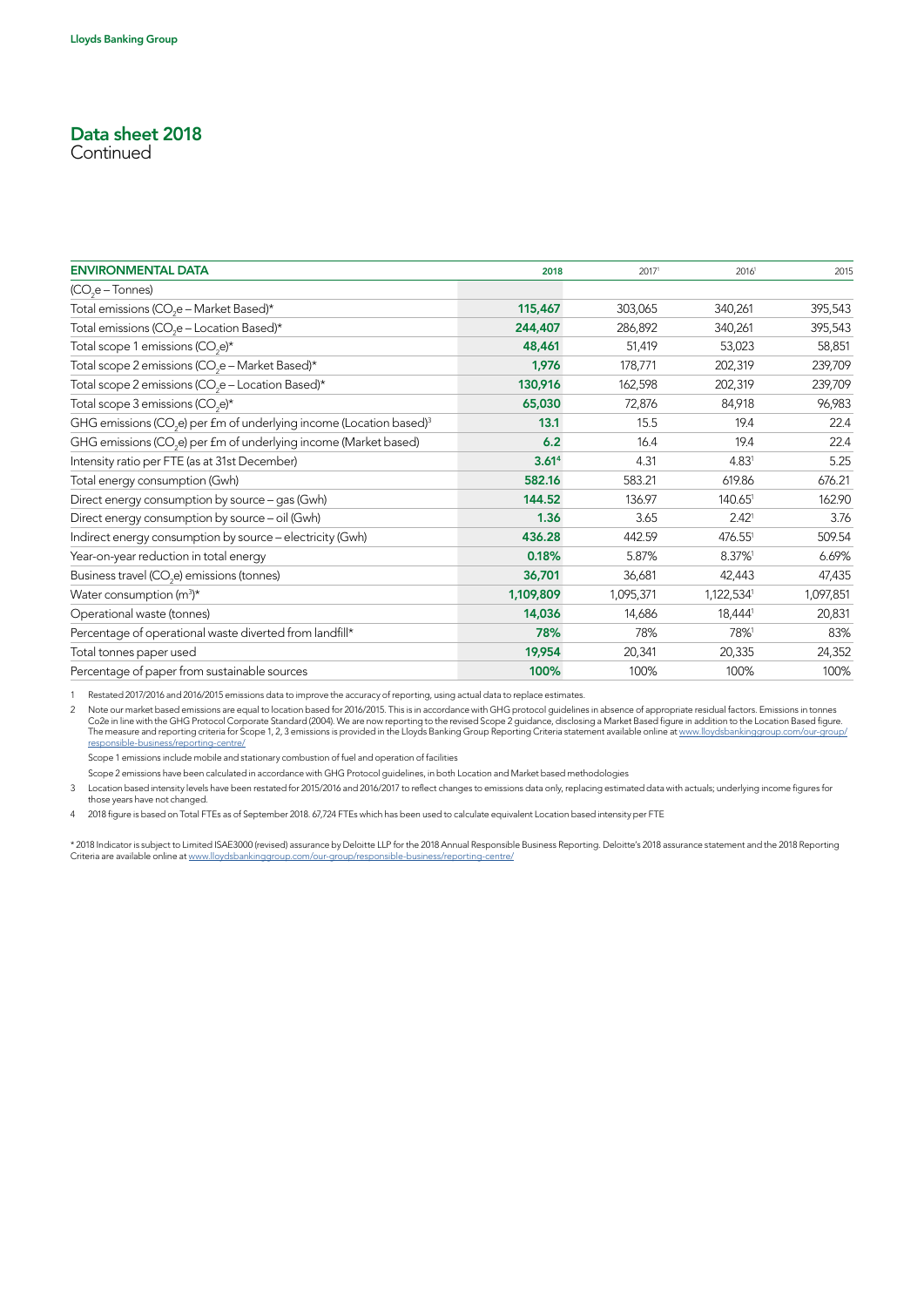## Data sheet 2018
Continued

| ENVIRONMENTAL DATA | 2018 | 2017[1] | 2016[1] | 2015 |
|---|---|---|---|---|
| ($CO_2$e – Tonnes) | | | | |
| Total emissions ($CO_2$e – Market Based)* | **115,467** | 303,065 | 340,261 | 395,543 |
| Total emissions ($CO_2$e – Location Based)* | **244,407** | 286,892 | 340,261 | 395,543 |
| Total scope 1 emissions ($CO_2$e)* | **48,461** | 51,419 | 53,023 | 58,851 |
| Total scope 2 emissions ($CO_2$e – Market Based)* | **1,976** | 178,771 | 202,319 | 239,709 |
| Total scope 2 emissions ($CO_2$e – Location Based)* | **130,916** | 162,598 | 202,319 | 239,709 |
| Total scope 3 emissions ($CO_2$e)* | **65,030** | 72,876 | 84,918 | 96,983 |
| GHG emissions ($CO_2$e) per £m of underlying income (Location based)[3] | **13.1** | 15.5 | 19.4 | 22.4 |
| GHG emissions ($CO_2$e) per £m of underlying income (Market based) | **6.2** | 16.4 | 19.4 | 22.4 |
| Intensity ratio per FTE (as at 31st December) | **3.61[4]** | 4.31 | 4.83[1] | 5.25 |
| Total energy consumption (Gwh) | **582.16** | 583.21 | 619.86 | 676.21 |
| Direct energy consumption by source – gas (Gwh) | **144.52** | 136.97 | 140.65[1] | 162.90 |
| Direct energy consumption by source – oil (Gwh) | **1.36** | 3.65 | 2.42[1] | 3.76 |
| Indirect energy consumption by source – electricity (Gwh) | **436.28** | 442.59 | 476.55[1] | 509.54 |
| Year-on-year reduction in total energy | **0.18%** | 5.87% | 8.37%[1] | 6.69% |
| Business travel ($CO_2$e) emissions (tonnes) | **36,701** | 36,681 | 42,443 | 47,435 |
| Water consumption ($m^3$)* | **1,109,809** | 1,095,371 | 1,122,534[1] | 1,097,851 |
| Operational waste (tonnes) | **14,036** | 14,686 | 18,444[1] | 20,831 |
| Percentage of operational waste diverted from landfill* | **78%** | 78% | 78%[1] | 83% |
| Total tonnes paper used | **19,954** | 20,341 | 20,335 | 24,352 |
| Percentage of paper from sustainable sources | **100%** | 100% | 100% | 100% |

1 Restated 2017/2016 and 2016/2015 emissions data to improve the accuracy of reporting, using actual data to replace estimates.

2 Note our market based emissions are equal to location based for 2016/2015. This is in accordance with GHG protocol guidelines in absence of appropriate residual factors. Emissions in tonnes Co2e in line with the GHG Protocol Corporate Standard (2004). We are now reporting to the revised Scope 2 guidance, disclosing a Market Based figure in addition to the Location Based figure. The measure and reporting criteria for Scope 1, 2, 3 emissions is provided in the Lloyds Banking Group Reporting Criteria statement available online at www.lloydsbankinggroup.com/our-group/responsible-business/reporting-centre/

Scope 1 emissions include mobile and stationary combustion of fuel and operation of facilities

Scope 2 emissions have been calculated in accordance with GHG Protocol guidelines, in both Location and Market based methodologies

3 Location based intensity levels have been restated for 2015/2016 and 2016/2017 to reflect changes to emissions data only, replacing estimated data with actuals; underlying income figures for those years have not changed.

4 2018 figure is based on Total FTEs as of September 2018. 67,724 FTEs which has been used to calculate equivalent Location based intensity per FTE

* 2018 Indicator is subject to Limited ISAE3000 (revised) assurance by Deloitte LLP for the 2018 Annual Responsible Business Reporting. Deloitte's 2018 assurance statement and the 2018 Reporting Criteria are available online at www.lloydsbankinggroup.com/our-group/responsible-business/reporting-centre/